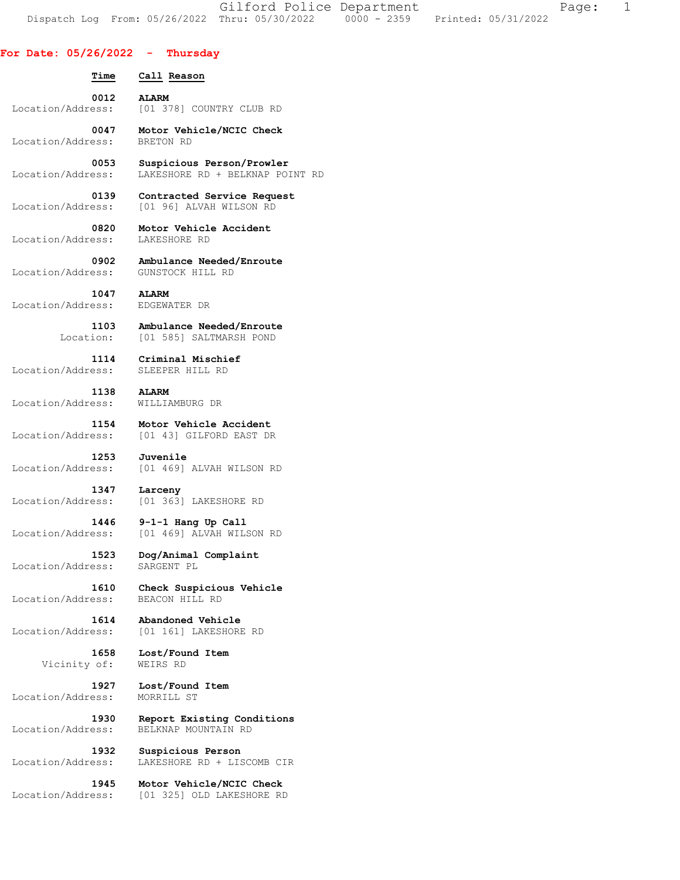## For Date: 05/26/2022 - Thursday

| Time | Call Reason |
| --- | --- |
| 0012 | **ALARM** |
| Location/Address: | [01 378] COUNTRY CLUB RD |
| 0047 | **Motor Vehicle/NCIC Check** |
| Location/Address: | BRETON RD |
| 0053 | **Suspicious Person/Prowler** |
| Location/Address: | LAKESHORE RD + BELKNAP POINT RD |
| 0139 | **Contracted Service Request** |
| Location/Address: | [01 96] ALVAH WILSON RD |
| 0820 | **Motor Vehicle Accident** |
| Location/Address: | LAKESHORE RD |
| 0902 | **Ambulance Needed/Enroute** |
| Location/Address: | GUNSTOCK HILL RD |
| 1047 | **ALARM** |
| Location/Address: | EDGEWATER DR |
| 1103 | **Ambulance Needed/Enroute** |
| Location: | [01 585] SALTMARSH POND |
| 1114 | **Criminal Mischief** |
| Location/Address: | SLEEPER HILL RD |
| 1138 | **ALARM** |
| Location/Address: | WILLIAMBURG DR |
| 1154 | **Motor Vehicle Accident** |
| Location/Address: | [01 43] GILFORD EAST DR |
| 1253 | **Juvenile** |
| Location/Address: | [01 469] ALVAH WILSON RD |
| 1347 | **Larceny** |
| Location/Address: | [01 363] LAKESHORE RD |
| 1446 | **9-1-1 Hang Up Call** |
| Location/Address: | [01 469] ALVAH WILSON RD |
| 1523 | **Dog/Animal Complaint** |
| Location/Address: | SARGENT PL |
| 1610 | **Check Suspicious Vehicle** |
| Location/Address: | BEACON HILL RD |
| 1614 | **Abandoned Vehicle** |
| Location/Address: | [01 161] LAKESHORE RD |
| 1658 | **Lost/Found Item** |
| Vicinity of: | WEIRS RD |
| 1927 | **Lost/Found Item** |
| Location/Address: | MORRILL ST |
| 1930 | **Report Existing Conditions** |
| Location/Address: | BELKNAP MOUNTAIN RD |
| 1932 | **Suspicious Person** |
| Location/Address: | LAKESHORE RD + LISCOMB CIR |
| 1945 | **Motor Vehicle/NCIC Check** |
| Location/Address: | [01 325] OLD LAKESHORE RD |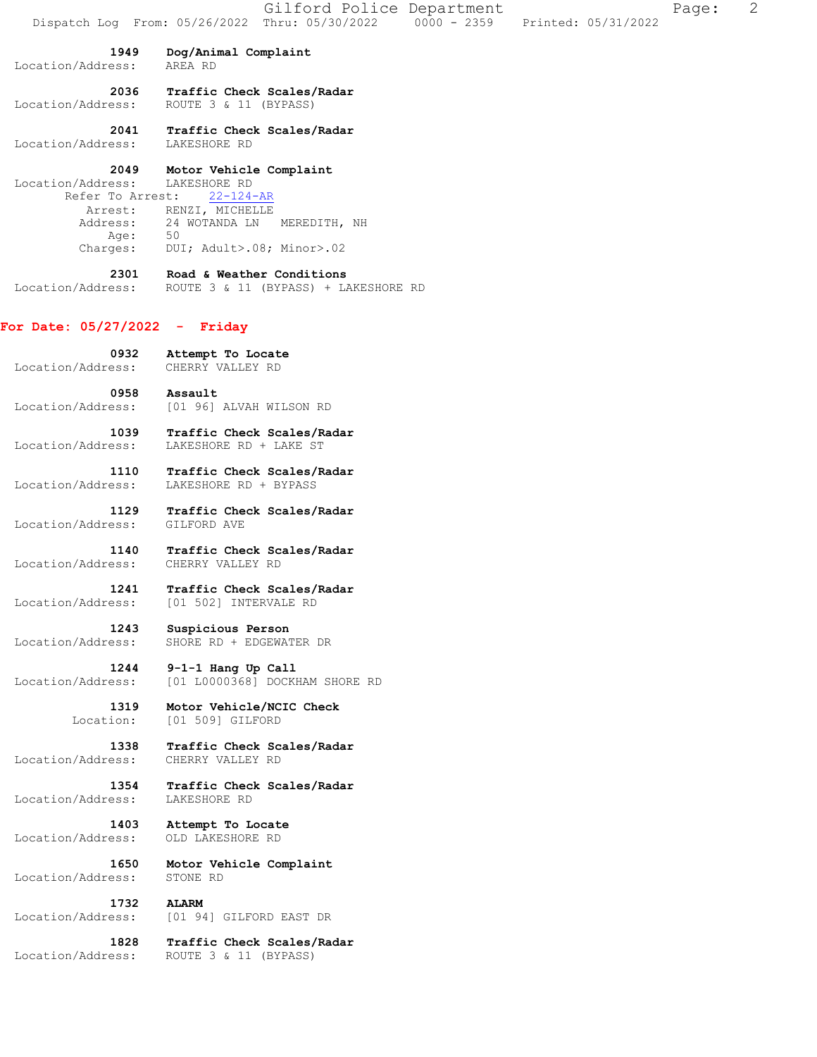1949 **Dog/Animal Complaint**
Location/Address: AREA RD

2036 **Traffic Check Scales/Radar**
Location/Address: ROUTE 3 & 11 (BYPASS)

2041 **Traffic Check Scales/Radar**
Location/Address: LAKESHORE RD

2049 **Motor Vehicle Complaint**
Location/Address: LAKESHORE RD
Refer To Arrest: 22-124-AR
Arrest: RENZI, MICHELLE
Address: 24 WOTANDA LN MEREDITH, NH
Age: 50
Charges: DUI; Adult>.08; Minor>.02

2301 **Road & Weather Conditions**
Location/Address: ROUTE 3 & 11 (BYPASS) + LAKESHORE RD

## For Date: 05/27/2022 - Friday

0932 **Attempt To Locate**
Location/Address: CHERRY VALLEY RD

0958 **Assault**
Location/Address: [01 96] ALVAH WILSON RD

1039 **Traffic Check Scales/Radar**
Location/Address: LAKESHORE RD + LAKE ST

1110 **Traffic Check Scales/Radar**
Location/Address: LAKESHORE RD + BYPASS

1129 **Traffic Check Scales/Radar**
Location/Address: GILFORD AVE

1140 **Traffic Check Scales/Radar**
Location/Address: CHERRY VALLEY RD

1241 **Traffic Check Scales/Radar**
Location/Address: [01 502] INTERVALE RD

1243 **Suspicious Person**
Location/Address: SHORE RD + EDGEWATER DR

1244 **9-1-1 Hang Up Call**
Location/Address: [01 L0000368] DOCKHAM SHORE RD

1319 **Motor Vehicle/NCIC Check**
Location: [01 509] GILFORD

1338 **Traffic Check Scales/Radar**
Location/Address: CHERRY VALLEY RD

1354 **Traffic Check Scales/Radar**
Location/Address: LAKESHORE RD

1403 **Attempt To Locate**
Location/Address: OLD LAKESHORE RD

1650 **Motor Vehicle Complaint**
Location/Address: STONE RD

1732 **ALARM**
Location/Address: [01 94] GILFORD EAST DR

1828 **Traffic Check Scales/Radar**
Location/Address: ROUTE 3 & 11 (BYPASS)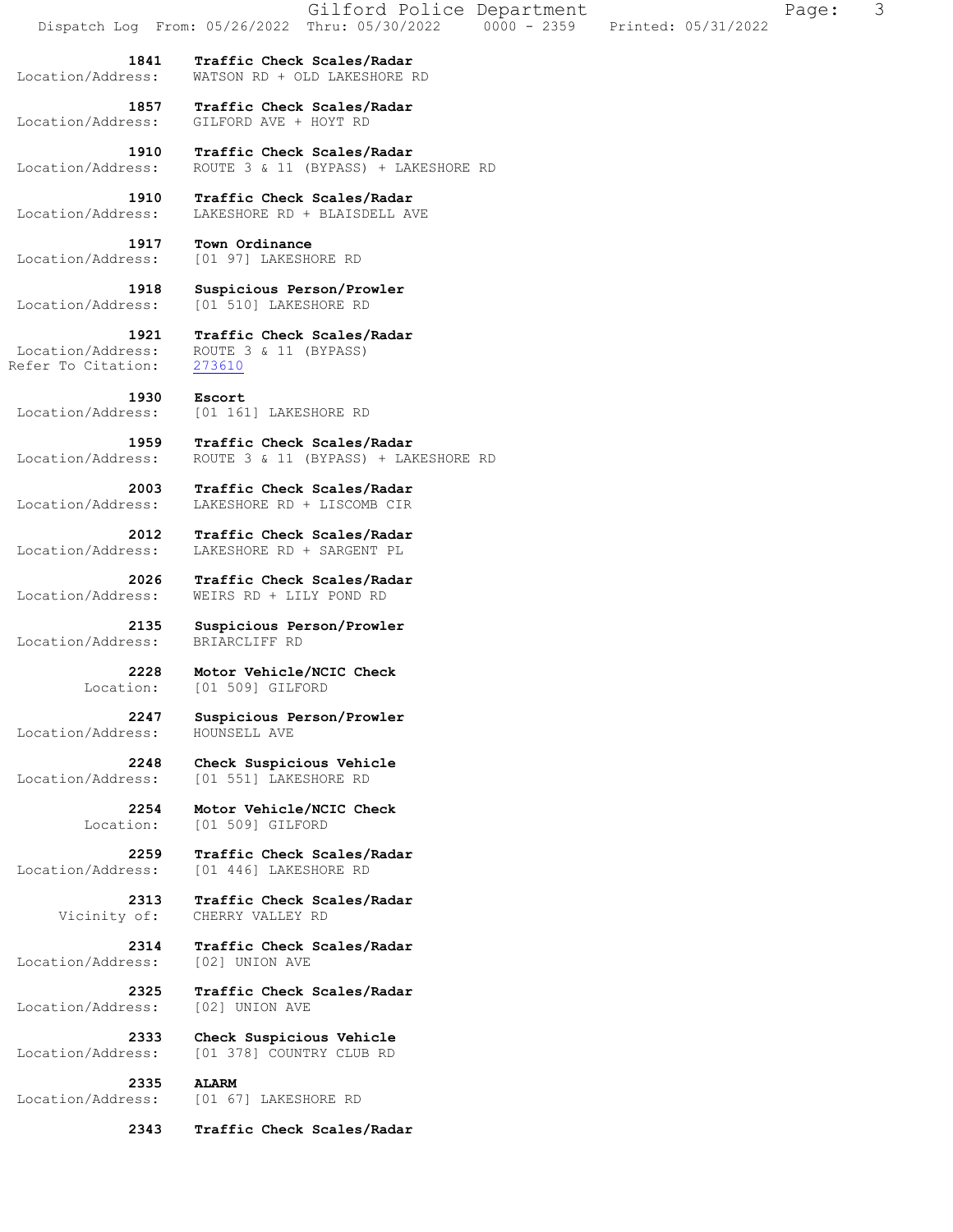**1841** **Traffic Check Scales/Radar**
Location/Address: WATSON RD + OLD LAKESHORE RD

**1857** **Traffic Check Scales/Radar**
Location/Address: GILFORD AVE + HOYT RD

**1910** **Traffic Check Scales/Radar**
Location/Address: ROUTE 3 & 11 (BYPASS) + LAKESHORE RD

**1910** **Traffic Check Scales/Radar**
Location/Address: LAKESHORE RD + BLAISDELL AVE

**1917** **Town Ordinance**
Location/Address: [01 97] LAKESHORE RD

**1918** **Suspicious Person/Prowler**
Location/Address: [01 510] LAKESHORE RD

**1921** **Traffic Check Scales/Radar**
Location/Address: ROUTE 3 & 11 (BYPASS)
Refer To Citation: 273610

**1930** **Escort**
Location/Address: [01 161] LAKESHORE RD

**1959** **Traffic Check Scales/Radar**
Location/Address: ROUTE 3 & 11 (BYPASS) + LAKESHORE RD

**2003** **Traffic Check Scales/Radar**
Location/Address: LAKESHORE RD + LISCOMB CIR

**2012** **Traffic Check Scales/Radar**
Location/Address: LAKESHORE RD + SARGENT PL

**2026** **Traffic Check Scales/Radar**
Location/Address: WEIRS RD + LILY POND RD

**2135** **Suspicious Person/Prowler**
Location/Address: BRIARCLIFF RD

**2228** **Motor Vehicle/NCIC Check**
Location: [01 509] GILFORD

**2247** **Suspicious Person/Prowler**
Location/Address: HOUNSELL AVE

**2248** **Check Suspicious Vehicle**
Location/Address: [01 551] LAKESHORE RD

**2254** **Motor Vehicle/NCIC Check**
Location: [01 509] GILFORD

**2259** **Traffic Check Scales/Radar**
Location/Address: [01 446] LAKESHORE RD

**2313** **Traffic Check Scales/Radar**
Vicinity of: CHERRY VALLEY RD

**2314** **Traffic Check Scales/Radar**
Location/Address: [02] UNION AVE

**2325** **Traffic Check Scales/Radar**
Location/Address: [02] UNION AVE

**2333** **Check Suspicious Vehicle**
Location/Address: [01 378] COUNTRY CLUB RD

**2335** **ALARM**
Location/Address: [01 67] LAKESHORE RD

**2343** **Traffic Check Scales/Radar**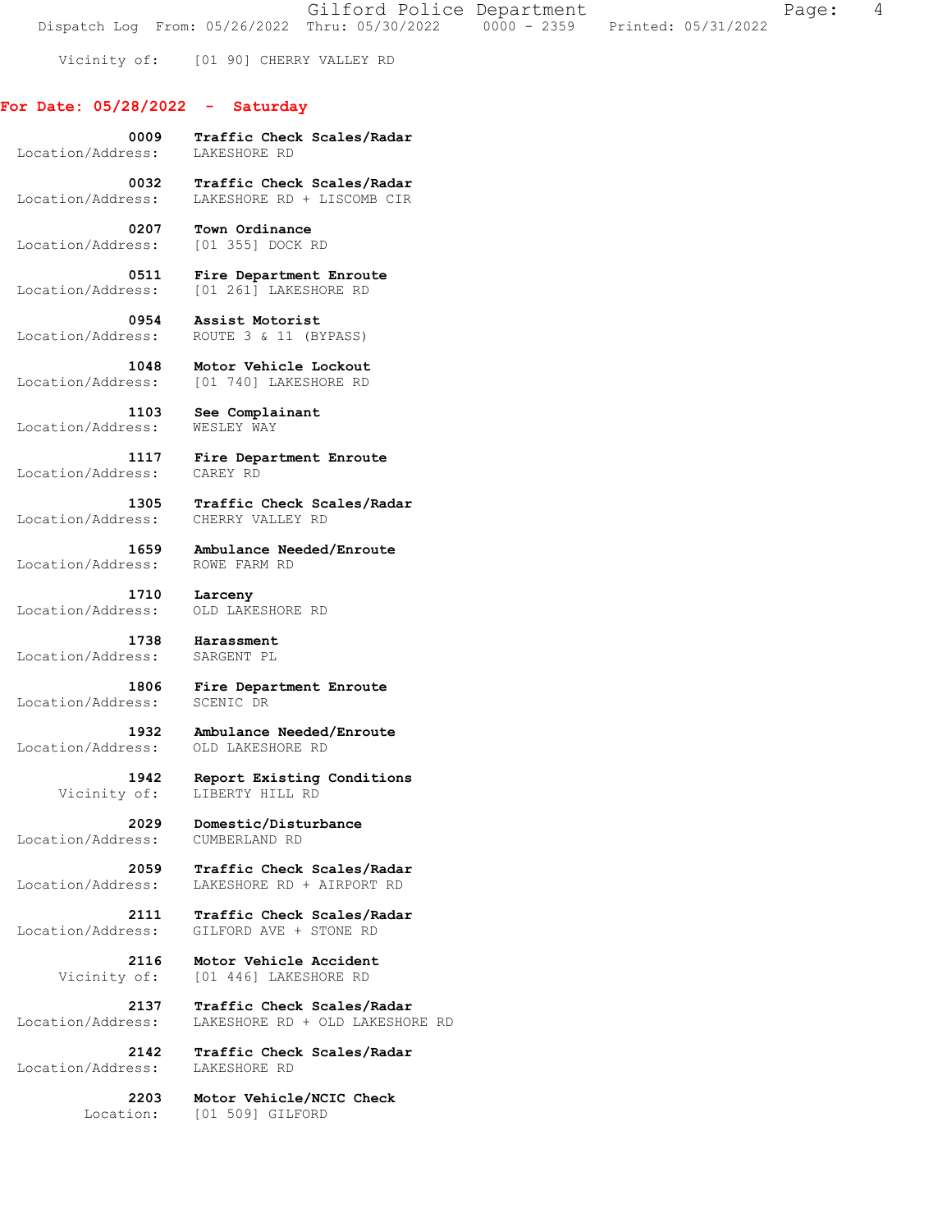Vicinity of: [01 90] CHERRY VALLEY RD

## For Date: 05/28/2022 - Saturday

**0009 Traffic Check Scales/Radar**
Location/Address: LAKESHORE RD

**0032 Traffic Check Scales/Radar**
Location/Address: LAKESHORE RD + LISCOMB CIR

**0207 Town Ordinance**
Location/Address: [01 355] DOCK RD

**0511 Fire Department Enroute**
Location/Address: [01 261] LAKESHORE RD

**0954 Assist Motorist**
Location/Address: ROUTE 3 & 11 (BYPASS)

**1048 Motor Vehicle Lockout**
Location/Address: [01 740] LAKESHORE RD

**1103 See Complainant**
Location/Address: WESLEY WAY

**1117 Fire Department Enroute**
Location/Address: CAREY RD

**1305 Traffic Check Scales/Radar**
Location/Address: CHERRY VALLEY RD

**1659 Ambulance Needed/Enroute**
Location/Address: ROWE FARM RD

**1710 Larceny**
Location/Address: OLD LAKESHORE RD

**1738 Harassment**
Location/Address: SARGENT PL

**1806 Fire Department Enroute**
Location/Address: SCENIC DR

**1932 Ambulance Needed/Enroute**
Location/Address: OLD LAKESHORE RD

**1942 Report Existing Conditions**
Vicinity of: LIBERTY HILL RD

**2029 Domestic/Disturbance**
Location/Address: CUMBERLAND RD

**2059 Traffic Check Scales/Radar**
Location/Address: LAKESHORE RD + AIRPORT RD

**2111 Traffic Check Scales/Radar**
Location/Address: GILFORD AVE + STONE RD

**2116 Motor Vehicle Accident**
Vicinity of: [01 446] LAKESHORE RD

**2137 Traffic Check Scales/Radar**
Location/Address: LAKESHORE RD + OLD LAKESHORE RD

**2142 Traffic Check Scales/Radar**
Location/Address: LAKESHORE RD

**2203 Motor Vehicle/NCIC Check**
Location: [01 509] GILFORD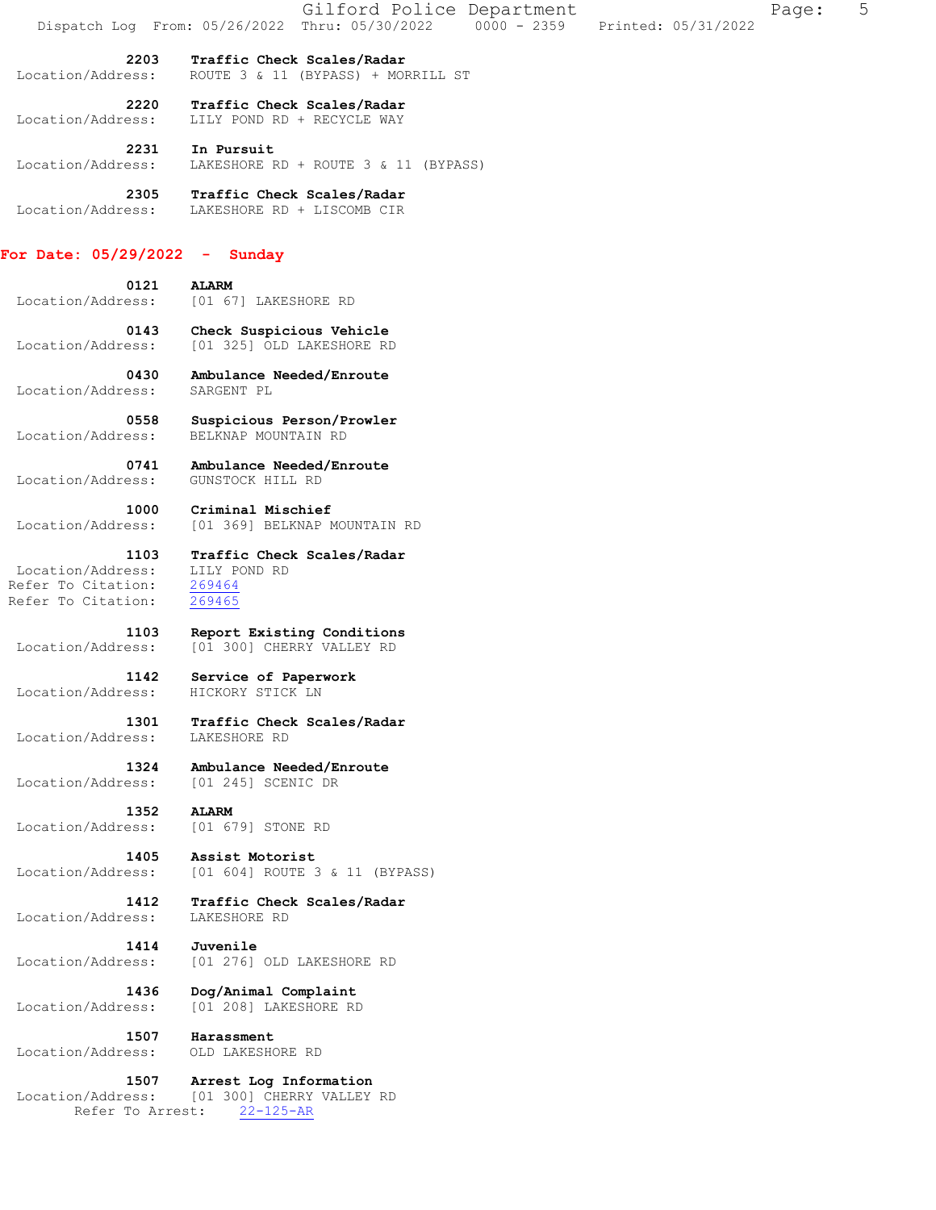**2203** **Traffic Check Scales/Radar**
Location/Address: ROUTE 3 & 11 (BYPASS) + MORRILL ST

**2220** **Traffic Check Scales/Radar**
Location/Address: LILY POND RD + RECYCLE WAY

**2231** **In Pursuit**
Location/Address: LAKESHORE RD + ROUTE 3 & 11 (BYPASS)

**2305** **Traffic Check Scales/Radar**
Location/Address: LAKESHORE RD + LISCOMB CIR

## For Date: 05/29/2022 - Sunday

**0121** **ALARM**
Location/Address: [01 67] LAKESHORE RD

**0143** **Check Suspicious Vehicle**
Location/Address: [01 325] OLD LAKESHORE RD

**0430** **Ambulance Needed/Enroute**
Location/Address: SARGENT PL

**0558** **Suspicious Person/Prowler**
Location/Address: BELKNAP MOUNTAIN RD

**0741** **Ambulance Needed/Enroute**
Location/Address: GUNSTOCK HILL RD

**1000** **Criminal Mischief**
Location/Address: [01 369] BELKNAP MOUNTAIN RD

**1103** **Traffic Check Scales/Radar**
Location/Address: LILY POND RD
Refer To Citation: 269464
Refer To Citation: 269465

**1103** **Report Existing Conditions**
Location/Address: [01 300] CHERRY VALLEY RD

**1142** **Service of Paperwork**
Location/Address: HICKORY STICK LN

**1301** **Traffic Check Scales/Radar**
Location/Address: LAKESHORE RD

**1324** **Ambulance Needed/Enroute**
Location/Address: [01 245] SCENIC DR

**1352** **ALARM**
Location/Address: [01 679] STONE RD

**1405** **Assist Motorist**
Location/Address: [01 604] ROUTE 3 & 11 (BYPASS)

**1412** **Traffic Check Scales/Radar**
Location/Address: LAKESHORE RD

**1414** **Juvenile**
Location/Address: [01 276] OLD LAKESHORE RD

**1436** **Dog/Animal Complaint**
Location/Address: [01 208] LAKESHORE RD

**1507** **Harassment**
Location/Address: OLD LAKESHORE RD

**1507** **Arrest Log Information**
Location/Address: [01 300] CHERRY VALLEY RD
Refer To Arrest: 22-125-AR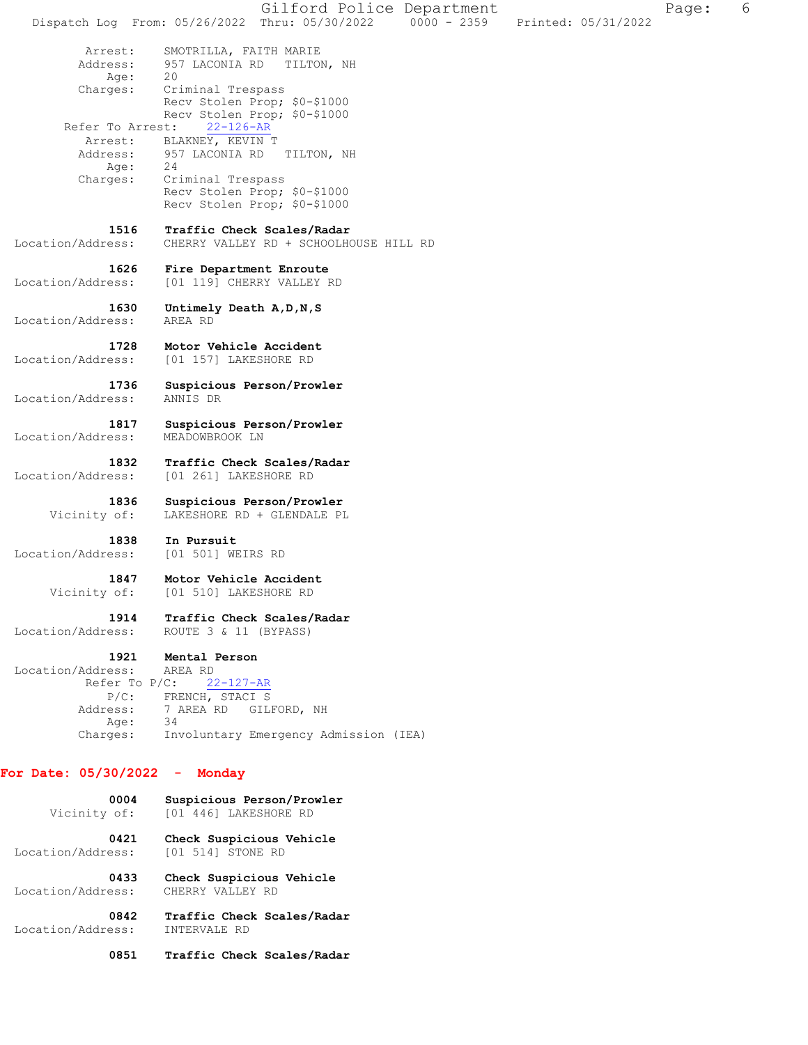Arrest: SMOTRILLA, FAITH MARIE
Address: 957 LACONIA RD TILTON, NH
Age: 20
Charges: Criminal Trespass
Recv Stolen Prop; $0-$1000
Recv Stolen Prop; $0-$1000

Refer To Arrest: 22-126-AR
Arrest: BLAKNEY, KEVIN T
Address: 957 LACONIA RD TILTON, NH
Age: 24
Charges: Criminal Trespass
Recv Stolen Prop; $0-$1000
Recv Stolen Prop; $0-$1000

**1516 Traffic Check Scales/Radar**
Location/Address: CHERRY VALLEY RD + SCHOOLHOUSE HILL RD

**1626 Fire Department Enroute**
Location/Address: [01 119] CHERRY VALLEY RD

**1630 Untimely Death A,D,N,S**
Location/Address: AREA RD

**1728 Motor Vehicle Accident**
Location/Address: [01 157] LAKESHORE RD

**1736 Suspicious Person/Prowler**
Location/Address: ANNIS DR

**1817 Suspicious Person/Prowler**
Location/Address: MEADOWBROOK LN

**1832 Traffic Check Scales/Radar**
Location/Address: [01 261] LAKESHORE RD

**1836 Suspicious Person/Prowler**
Vicinity of: LAKESHORE RD + GLENDALE PL

**1838 In Pursuit**
Location/Address: [01 501] WEIRS RD

**1847 Motor Vehicle Accident**
Vicinity of: [01 510] LAKESHORE RD

**1914 Traffic Check Scales/Radar**
Location/Address: ROUTE 3 & 11 (BYPASS)

**1921 Mental Person**
Location/Address: AREA RD
Refer To P/C: 22-127-AR
P/C: FRENCH, STACI S
Address: 7 AREA RD GILFORD, NH
Age: 34
Charges: Involuntary Emergency Admission (IEA)

## For Date: 05/30/2022 - Monday

**0004 Suspicious Person/Prowler**
Vicinity of: [01 446] LAKESHORE RD

**0421 Check Suspicious Vehicle**
Location/Address: [01 514] STONE RD

**0433 Check Suspicious Vehicle**
Location/Address: CHERRY VALLEY RD

**0842 Traffic Check Scales/Radar**
Location/Address: INTERVALE RD

**0851 Traffic Check Scales/Radar**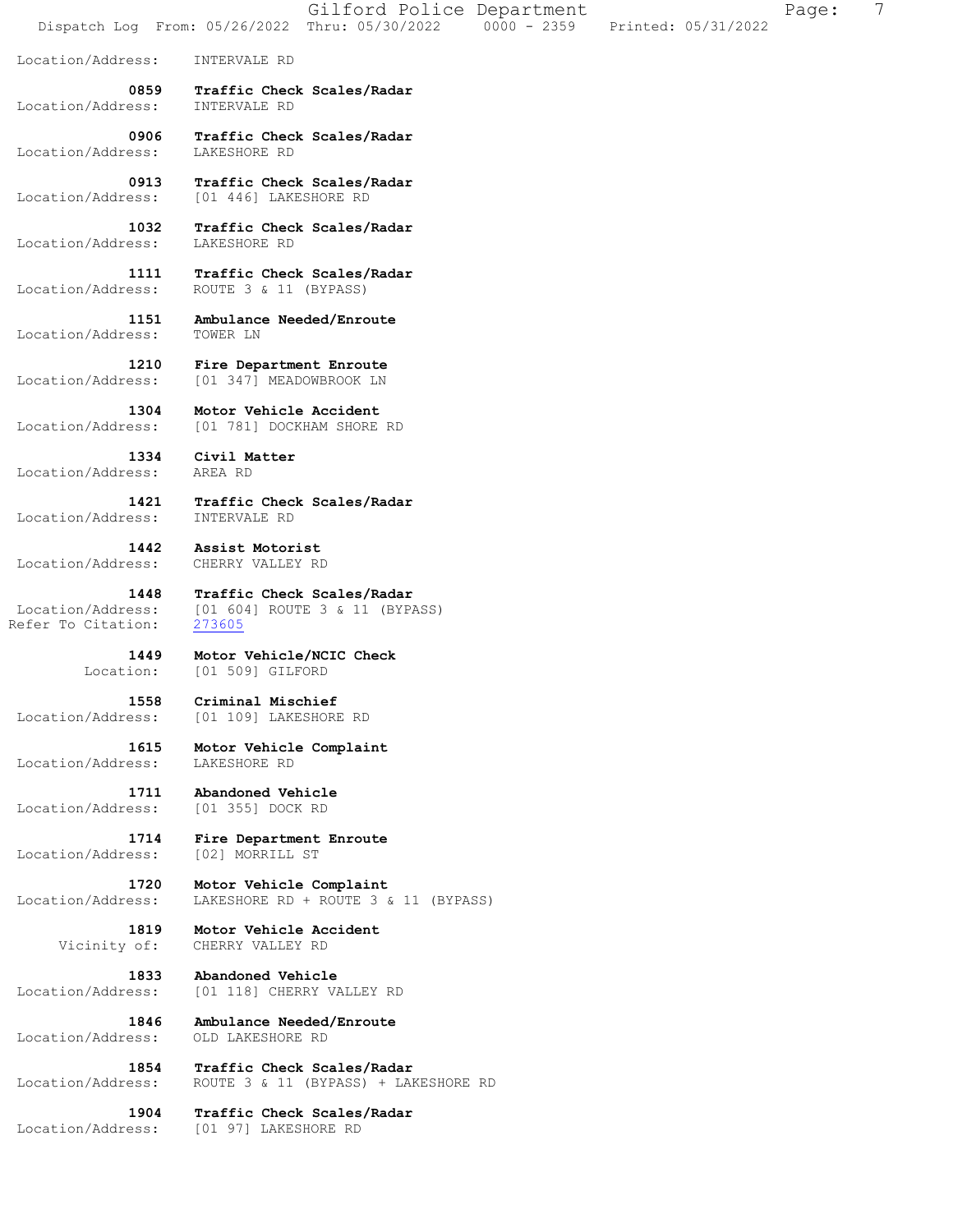Location/Address: INTERVALE RD

**0859** **Traffic Check Scales/Radar**
Location/Address: INTERVALE RD

**0906** **Traffic Check Scales/Radar**
Location/Address: LAKESHORE RD

**0913** **Traffic Check Scales/Radar**
Location/Address: [01 446] LAKESHORE RD

**1032** **Traffic Check Scales/Radar**
Location/Address: LAKESHORE RD

**1111** **Traffic Check Scales/Radar**
Location/Address: ROUTE 3 & 11 (BYPASS)

**1151** **Ambulance Needed/Enroute**
Location/Address: TOWER LN

**1210** **Fire Department Enroute**
Location/Address: [01 347] MEADOWBROOK LN

**1304** **Motor Vehicle Accident**
Location/Address: [01 781] DOCKHAM SHORE RD

**1334** **Civil Matter**
Location/Address: AREA RD

**1421** **Traffic Check Scales/Radar**
Location/Address: INTERVALE RD

**1442** **Assist Motorist**
Location/Address: CHERRY VALLEY RD

**1448** **Traffic Check Scales/Radar**
Location/Address: [01 604] ROUTE 3 & 11 (BYPASS)
Refer To Citation: 273605

**1449** **Motor Vehicle/NCIC Check**
Location: [01 509] GILFORD

**1558** **Criminal Mischief**
Location/Address: [01 109] LAKESHORE RD

**1615** **Motor Vehicle Complaint**
Location/Address: LAKESHORE RD

**1711** **Abandoned Vehicle**
Location/Address: [01 355] DOCK RD

**1714** **Fire Department Enroute**
Location/Address: [02] MORRILL ST

**1720** **Motor Vehicle Complaint**
Location/Address: LAKESHORE RD + ROUTE 3 & 11 (BYPASS)

**1819** **Motor Vehicle Accident**
Vicinity of: CHERRY VALLEY RD

**1833** **Abandoned Vehicle**
Location/Address: [01 118] CHERRY VALLEY RD

**1846** **Ambulance Needed/Enroute**
Location/Address: OLD LAKESHORE RD

**1854** **Traffic Check Scales/Radar**
Location/Address: ROUTE 3 & 11 (BYPASS) + LAKESHORE RD

**1904** **Traffic Check Scales/Radar**
Location/Address: [01 97] LAKESHORE RD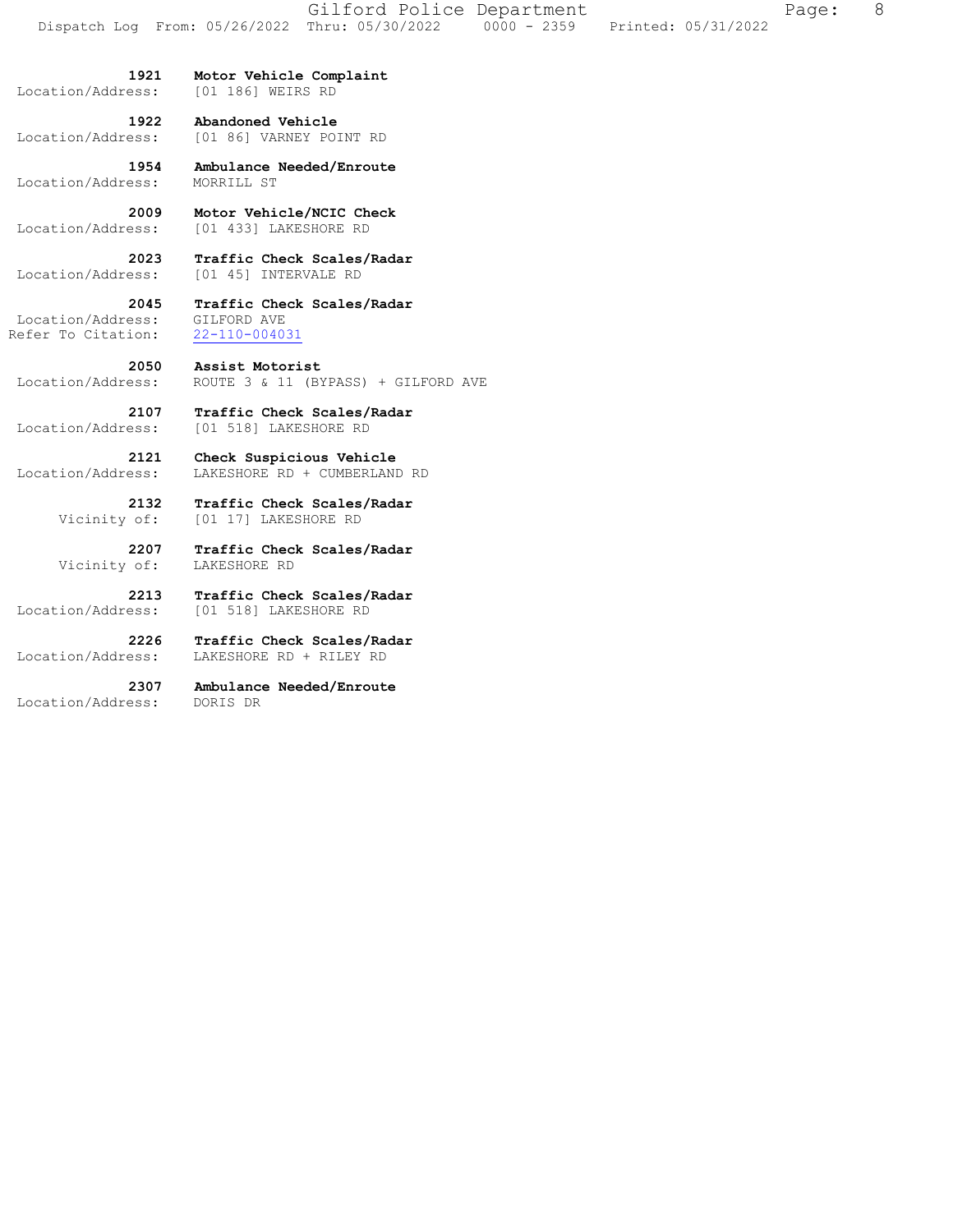**1921 Motor Vehicle Complaint**
Location/Address: [01 186] WEIRS RD

**1922 Abandoned Vehicle**
Location/Address: [01 86] VARNEY POINT RD

**1954 Ambulance Needed/Enroute**
Location/Address: MORRILL ST

**2009 Motor Vehicle/NCIC Check**
Location/Address: [01 433] LAKESHORE RD

**2023 Traffic Check Scales/Radar**
Location/Address: [01 45] INTERVALE RD

**2045 Traffic Check Scales/Radar**
Location/Address: GILFORD AVE
Refer To Citation: 22-110-004031

**2050 Assist Motorist**
Location/Address: ROUTE 3 & 11 (BYPASS) + GILFORD AVE

**2107 Traffic Check Scales/Radar**
Location/Address: [01 518] LAKESHORE RD

**2121 Check Suspicious Vehicle**
Location/Address: LAKESHORE RD + CUMBERLAND RD

**2132 Traffic Check Scales/Radar**
Vicinity of: [01 17] LAKESHORE RD

**2207 Traffic Check Scales/Radar**
Vicinity of: LAKESHORE RD

**2213 Traffic Check Scales/Radar**
Location/Address: [01 518] LAKESHORE RD

**2226 Traffic Check Scales/Radar**
Location/Address: LAKESHORE RD + RILEY RD

**2307 Ambulance Needed/Enroute**
Location/Address: DORIS DR